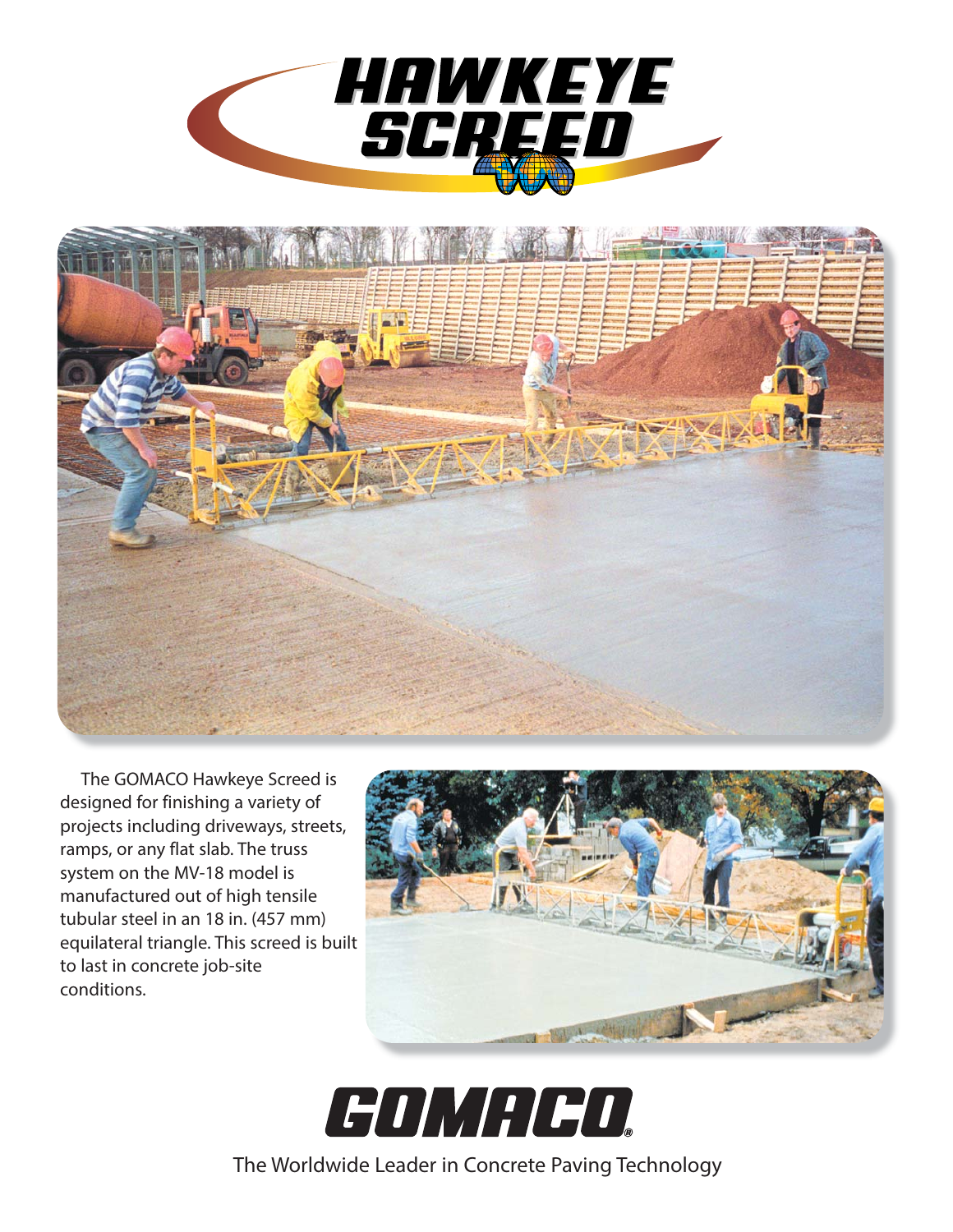# HAWKEYE SCREED

The GOMACO Hawkeye Screed is designed for finishing a variety of projects including driveways, streets, ramps, or any flat slab. The truss system on the MV-18 model is manufactured out of high tensile tubular steel in an 18 in. (457 mm) equilateral triangle. This screed is built to last in concrete job-site conditions.

GOMACO®

The Worldwide Leader in Concrete Paving Technology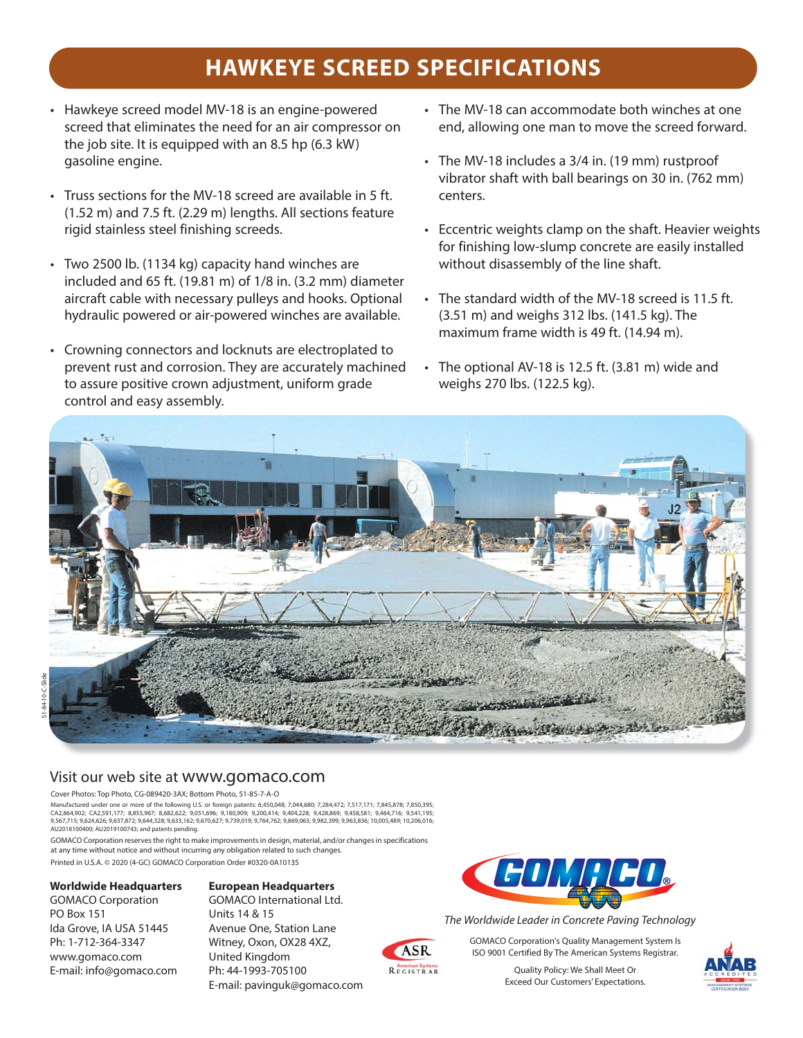# HAWKEYE SCREED SPECIFICATIONS

- Hawkeye screed model MV-18 is an engine-powered screed that eliminates the need for an air compressor on the job site. It is equipped with an 8.5 hp (6.3 kW) gasoline engine.
- Truss sections for the MV-18 screed are available in 5 ft. (1.52 m) and 7.5 ft. (2.29 m) lengths. All sections feature rigid stainless steel finishing screeds.
- Two 2500 lb. (1134 kg) capacity hand winches are included and 65 ft. (19.81 m) of 1/8 in. (3.2 mm) diameter aircraft cable with necessary pulleys and hooks. Optional hydraulic powered or air-powered winches are available.
- Crowning connectors and locknuts are electroplated to prevent rust and corrosion. They are accurately machined to assure positive crown adjustment, uniform grade control and easy assembly.
- The MV-18 can accommodate both winches at one end, allowing one man to move the screed forward.
- The MV-18 includes a 3/4 in. (19 mm) rustproof vibrator shaft with ball bearings on 30 in. (762 mm) centers.
- Eccentric weights clamp on the shaft. Heavier weights for finishing low-slump concrete are easily installed without disassembly of the line shaft.
- The standard width of the MV-18 screed is 11.5 ft. (3.51 m) and weighs 312 lbs. (141.5 kg). The maximum frame width is 49 ft. (14.94 m).
- The optional AV-18 is 12.5 ft. (3.81 m) wide and weighs 270 lbs. (122.5 kg).

51-84-10-C-Slide

Visit our web site at www.gomaco.com

Cover Photos: Top Photo, CG-089420-3AX; Bottom Photo, 51-85-7-A-O

Manufactured under one or more of the following U.S. or foreign patents: 6,450,048; 7,044,680; 7,284,472; 7,517,171; 7,845,878; 7,850,395; CA2,864,902; CA2,591,177; 8,855,967; 8,682,622; 9,051,696; 9,180,909; 9,200,414; 9,404,228; 9,428,869; 9,458,581; 9,464,716; 9,541,195; 9,567,715; 9,624,626; 9,637,872; 9,644,328; 9,633,162; 9,670,627; 9,739,019; 9,764,762; 9,869,063; 9,982,399; 9,963,836; 10,005,489; 10,206,016; AU2018100400; AU2019100743; and patents pending.

GOMACO Corporation reserves the right to make improvements in design, material, and/or changes in specifications at any time without notice and without incurring any obligation related to such changes.

Printed in U.S.A. © 2020 (4-GC) GOMACO Corporation Order #0320-0A10135

**Worldwide Headquarters**
GOMACO Corporation
PO Box 151
Ida Grove, IA USA 51445
Ph: 1-712-364-3347
www.gomaco.com
E-mail: info@gomaco.com

**European Headquarters**
GOMACO International Ltd.
Units 14 & 15
Avenue One, Station Lane
Witney, Oxon, OX28 4XZ,
United Kingdom
Ph: 44-1993-705100
E-mail: pavinguk@gomaco.com

*The Worldwide Leader in Concrete Paving Technology*

GOMACO Corporation's Quality Management System Is ISO 9001 Certified By The American Systems Registrar.

Quality Policy: We Shall Meet Or Exceed Our Customers' Expectations.